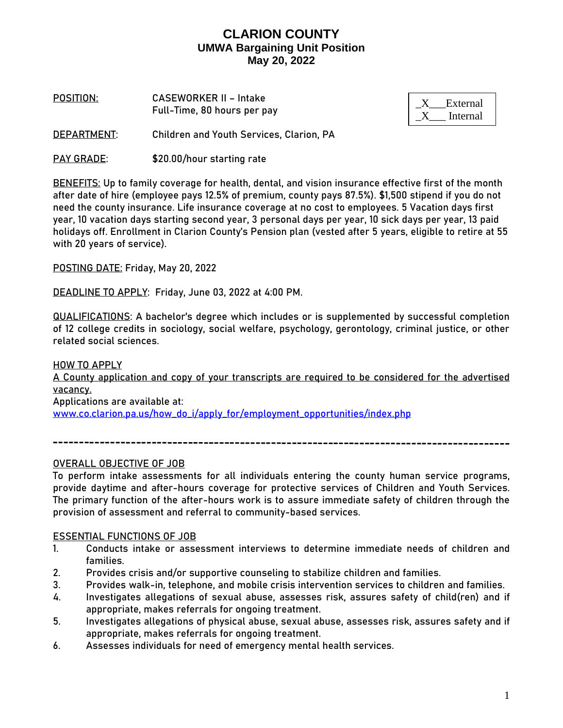# CLARION COUNTY

## UMWA Bargaining Unit Position

## May 20, 2022

**POSITION:** CASEWORKER II – Intake
Full-Time, 80 hours per pay

_X___External
_X___ Internal

**DEPARTMENT:** Children and Youth Services, Clarion, PA

**PAY GRADE:** $20.00/hour starting rate

**BENEFITS:** Up to family coverage for health, dental, and vision insurance effective first of the month after date of hire (employee pays 12.5% of premium, county pays 87.5%). $1,500 stipend if you do not need the county insurance. Life insurance coverage at no cost to employees. 5 Vacation days first year, 10 vacation days starting second year, 3 personal days per year, 10 sick days per year, 13 paid holidays off. Enrollment in Clarion County's Pension plan (vested after 5 years, eligible to retire at 55 with 20 years of service).

**POSTING DATE:** Friday, May 20, 2022

**DEADLINE TO APPLY:** Friday, June 03, 2022 at 4:00 PM.

**QUALIFICATIONS:** A bachelor's degree which includes or is supplemented by successful completion of 12 college credits in sociology, social welfare, psychology, gerontology, criminal justice, or other related social sciences.

**HOW TO APPLY**

A County application and copy of your transcripts are required to be considered for the advertised vacancy.

Applications are available at:
www.co.clarion.pa.us/how_do_i/apply_for/employment_opportunities/index.php

---

**OVERALL OBJECTIVE OF JOB**

To perform intake assessments for all individuals entering the county human service programs, provide daytime and after-hours coverage for protective services of Children and Youth Services. The primary function of the after-hours work is to assure immediate safety of children through the provision of assessment and referral to community-based services.

**ESSENTIAL FUNCTIONS OF JOB**

1. Conducts intake or assessment interviews to determine immediate needs of children and families.
2. Provides crisis and/or supportive counseling to stabilize children and families.
3. Provides walk-in, telephone, and mobile crisis intervention services to children and families.
4. Investigates allegations of sexual abuse, assesses risk, assures safety of child(ren) and if appropriate, makes referrals for ongoing treatment.
5. Investigates allegations of physical abuse, sexual abuse, assesses risk, assures safety and if appropriate, makes referrals for ongoing treatment.
6. Assesses individuals for need of emergency mental health services.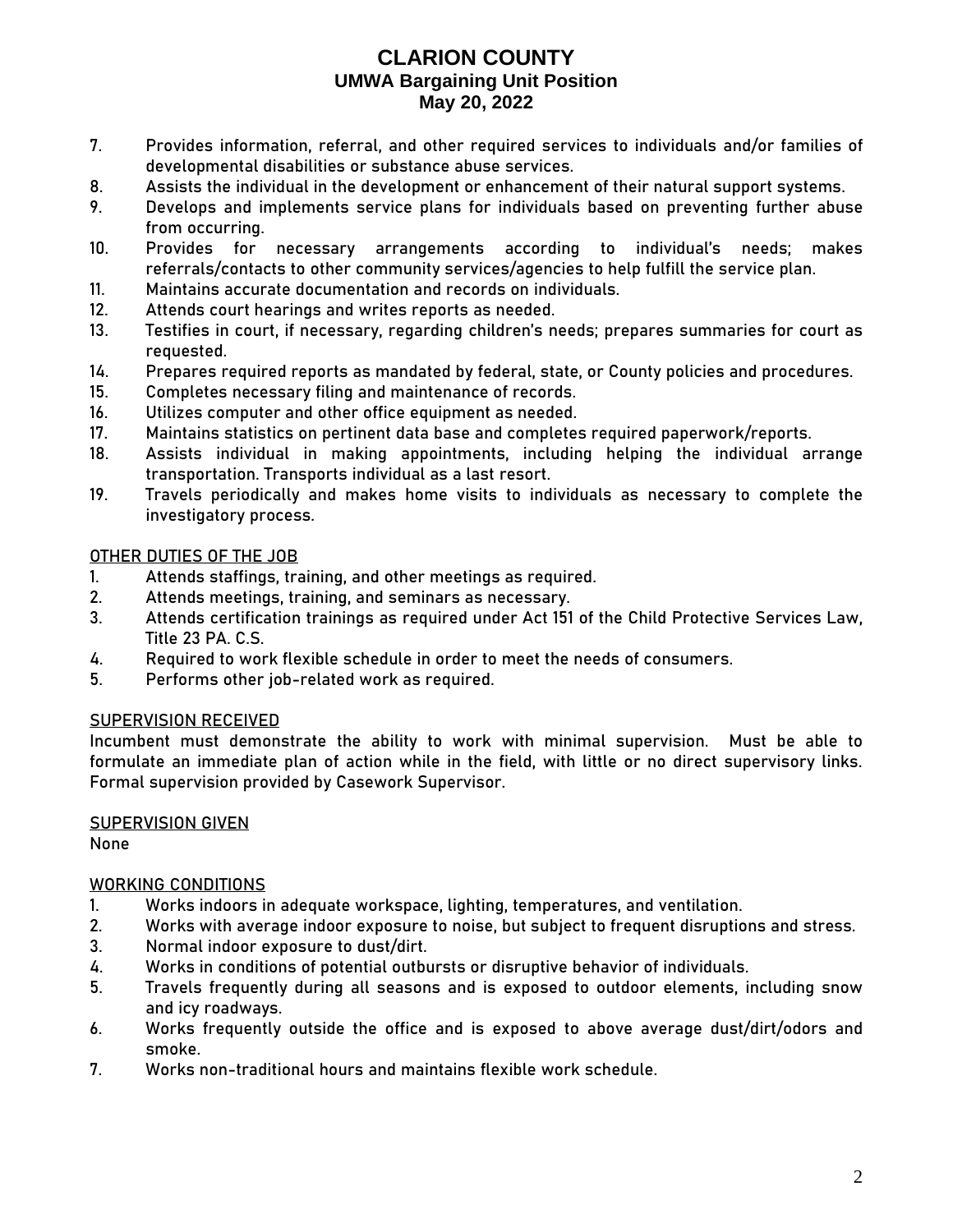# CLARION COUNTY
## UMWA Bargaining Unit Position
## May 20, 2022

7. Provides information, referral, and other required services to individuals and/or families of developmental disabilities or substance abuse services.
8. Assists the individual in the development or enhancement of their natural support systems.
9. Develops and implements service plans for individuals based on preventing further abuse from occurring.
10. Provides for necessary arrangements according to individual's needs; makes referrals/contacts to other community services/agencies to help fulfill the service plan.
11. Maintains accurate documentation and records on individuals.
12. Attends court hearings and writes reports as needed.
13. Testifies in court, if necessary, regarding children's needs; prepares summaries for court as requested.
14. Prepares required reports as mandated by federal, state, or County policies and procedures.
15. Completes necessary filing and maintenance of records.
16. Utilizes computer and other office equipment as needed.
17. Maintains statistics on pertinent data base and completes required paperwork/reports.
18. Assists individual in making appointments, including helping the individual arrange transportation. Transports individual as a last resort.
19. Travels periodically and makes home visits to individuals as necessary to complete the investigatory process.

### OTHER DUTIES OF THE JOB

1. Attends staffings, training, and other meetings as required.
2. Attends meetings, training, and seminars as necessary.
3. Attends certification trainings as required under Act 151 of the Child Protective Services Law, Title 23 PA. C.S.
4. Required to work flexible schedule in order to meet the needs of consumers.
5. Performs other job-related work as required.

### SUPERVISION RECEIVED

Incumbent must demonstrate the ability to work with minimal supervision. Must be able to formulate an immediate plan of action while in the field, with little or no direct supervisory links. Formal supervision provided by Casework Supervisor.

### SUPERVISION GIVEN

None

### WORKING CONDITIONS

1. Works indoors in adequate workspace, lighting, temperatures, and ventilation.
2. Works with average indoor exposure to noise, but subject to frequent disruptions and stress.
3. Normal indoor exposure to dust/dirt.
4. Works in conditions of potential outbursts or disruptive behavior of individuals.
5. Travels frequently during all seasons and is exposed to outdoor elements, including snow and icy roadways.
6. Works frequently outside the office and is exposed to above average dust/dirt/odors and smoke.
7. Works non-traditional hours and maintains flexible work schedule.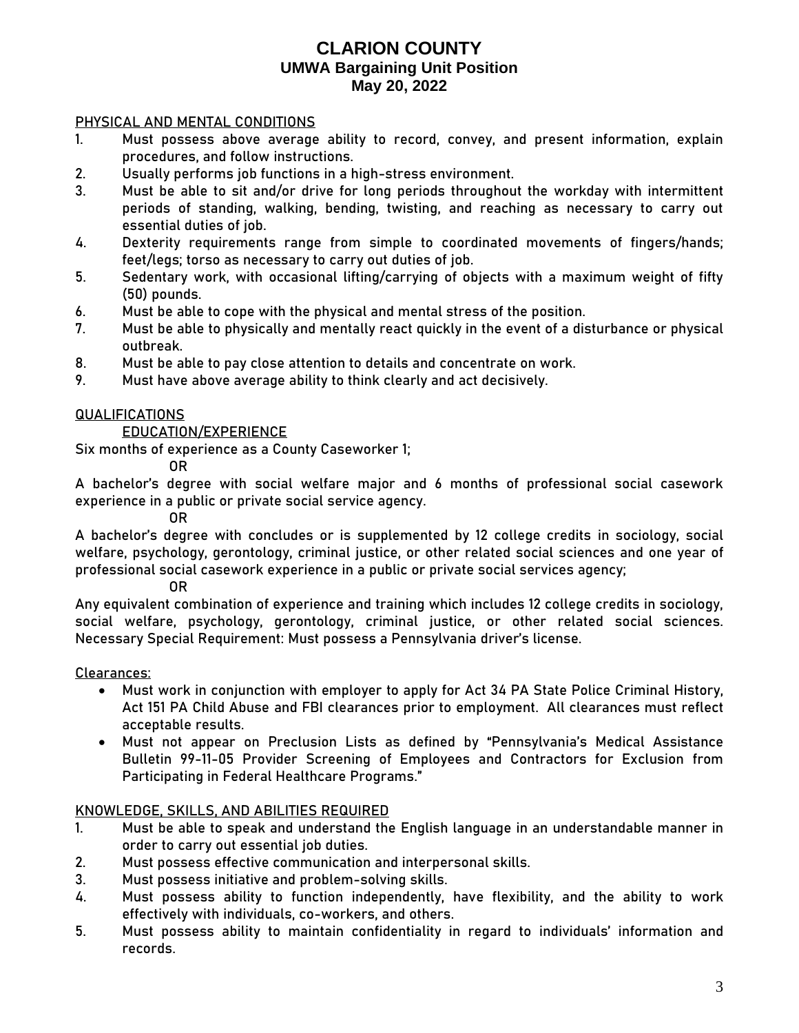# CLARION COUNTY
## UMWA Bargaining Unit Position
## May 20, 2022

PHYSICAL AND MENTAL CONDITIONS

1. Must possess above average ability to record, convey, and present information, explain procedures, and follow instructions.
2. Usually performs job functions in a high-stress environment.
3. Must be able to sit and/or drive for long periods throughout the workday with intermittent periods of standing, walking, bending, twisting, and reaching as necessary to carry out essential duties of job.
4. Dexterity requirements range from simple to coordinated movements of fingers/hands; feet/legs; torso as necessary to carry out duties of job.
5. Sedentary work, with occasional lifting/carrying of objects with a maximum weight of fifty (50) pounds.
6. Must be able to cope with the physical and mental stress of the position.
7. Must be able to physically and mentally react quickly in the event of a disturbance or physical outbreak.
8. Must be able to pay close attention to details and concentrate on work.
9. Must have above average ability to think clearly and act decisively.

QUALIFICATIONS

EDUCATION/EXPERIENCE

Six months of experience as a County Caseworker 1;

OR

A bachelor's degree with social welfare major and 6 months of professional social casework experience in a public or private social service agency.

OR

A bachelor's degree with concludes or is supplemented by 12 college credits in sociology, social welfare, psychology, gerontology, criminal justice, or other related social sciences and one year of professional social casework experience in a public or private social services agency;

OR

Any equivalent combination of experience and training which includes 12 college credits in sociology, social welfare, psychology, gerontology, criminal justice, or other related social sciences. Necessary Special Requirement: Must possess a Pennsylvania driver's license.

Clearances:

- Must work in conjunction with employer to apply for Act 34 PA State Police Criminal History, Act 151 PA Child Abuse and FBI clearances prior to employment. All clearances must reflect acceptable results.
- Must not appear on Preclusion Lists as defined by "Pennsylvania's Medical Assistance Bulletin 99-11-05 Provider Screening of Employees and Contractors for Exclusion from Participating in Federal Healthcare Programs."

KNOWLEDGE, SKILLS, AND ABILITIES REQUIRED

1. Must be able to speak and understand the English language in an understandable manner in order to carry out essential job duties.
2. Must possess effective communication and interpersonal skills.
3. Must possess initiative and problem-solving skills.
4. Must possess ability to function independently, have flexibility, and the ability to work effectively with individuals, co-workers, and others.
5. Must possess ability to maintain confidentiality in regard to individuals' information and records.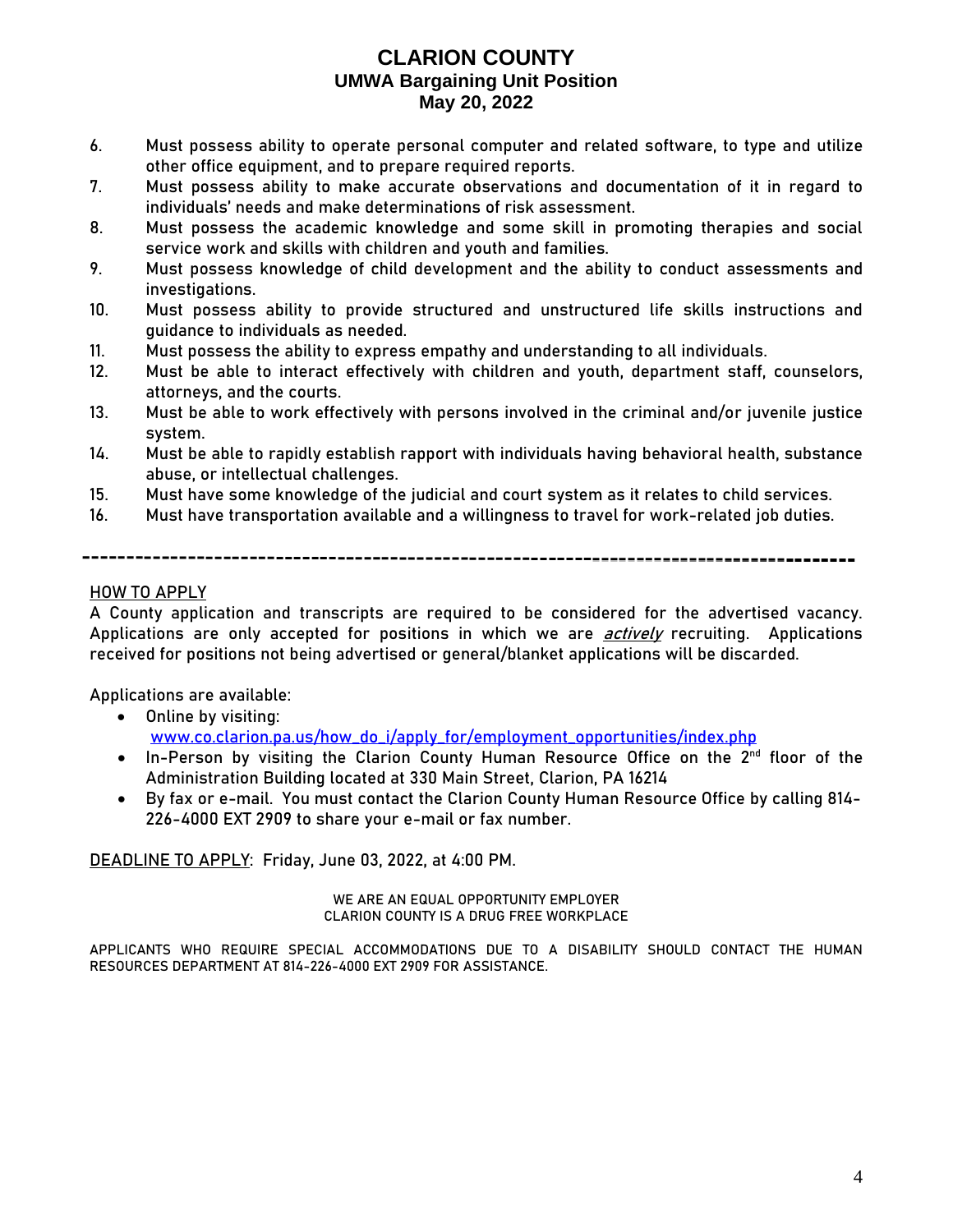6. Must possess ability to operate personal computer and related software, to type and utilize other office equipment, and to prepare required reports.
7. Must possess ability to make accurate observations and documentation of it in regard to individuals' needs and make determinations of risk assessment.
8. Must possess the academic knowledge and some skill in promoting therapies and social service work and skills with children and youth and families.
9. Must possess knowledge of child development and the ability to conduct assessments and investigations.
10. Must possess ability to provide structured and unstructured life skills instructions and guidance to individuals as needed.
11. Must possess the ability to express empathy and understanding to all individuals.
12. Must be able to interact effectively with children and youth, department staff, counselors, attorneys, and the courts.
13. Must be able to work effectively with persons involved in the criminal and/or juvenile justice system.
14. Must be able to rapidly establish rapport with individuals having behavioral health, substance abuse, or intellectual challenges.
15. Must have some knowledge of the judicial and court system as it relates to child services.
16. Must have transportation available and a willingness to travel for work-related job duties.

---

HOW TO APPLY

A County application and transcripts are required to be considered for the advertised vacancy. Applications are only accepted for positions in which we are ***actively*** recruiting. Applications received for positions not being advertised or general/blanket applications will be discarded.

Applications are available:

- Online by visiting: www.co.clarion.pa.us/how_do_i/apply_for/employment_opportunities/index.php
- In-Person by visiting the Clarion County Human Resource Office on the 2nd floor of the Administration Building located at 330 Main Street, Clarion, PA 16214
- By fax or e-mail. You must contact the Clarion County Human Resource Office by calling 814-226-4000 EXT 2909 to share your e-mail or fax number.

DEADLINE TO APPLY: Friday, June 03, 2022, at 4:00 PM.

WE ARE AN EQUAL OPPORTUNITY EMPLOYER
CLARION COUNTY IS A DRUG FREE WORKPLACE

APPLICANTS WHO REQUIRE SPECIAL ACCOMMODATIONS DUE TO A DISABILITY SHOULD CONTACT THE HUMAN RESOURCES DEPARTMENT AT 814-226-4000 EXT 2909 FOR ASSISTANCE.